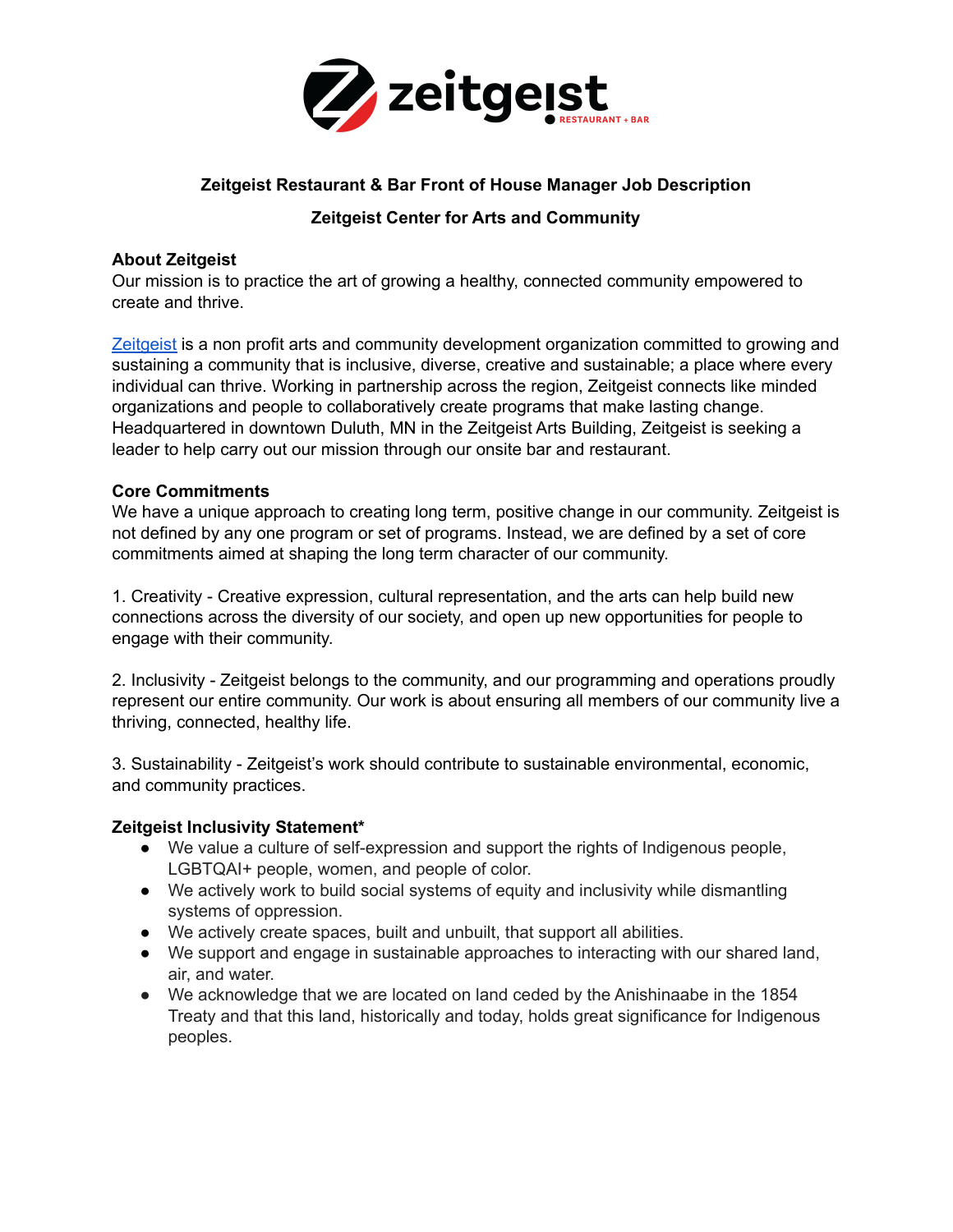**Zeitgeist Restaurant & Bar Front of House Manager Job Description**

**Zeitgeist Center for Arts and Community**

**About Zeitgeist**

Our mission is to practice the art of growing a healthy, connected community empowered to create and thrive.

[Zeitgeist] is a non profit arts and community development organization committed to growing and sustaining a community that is inclusive, diverse, creative and sustainable; a place where every individual can thrive. Working in partnership across the region, Zeitgeist connects like minded organizations and people to collaboratively create programs that make lasting change. Headquartered in downtown Duluth, MN in the Zeitgeist Arts Building, Zeitgeist is seeking a leader to help carry out our mission through our onsite bar and restaurant.

**Core Commitments**

We have a unique approach to creating long term, positive change in our community. Zeitgeist is not defined by any one program or set of programs. Instead, we are defined by a set of core commitments aimed at shaping the long term character of our community.

1. Creativity - Creative expression, cultural representation, and the arts can help build new connections across the diversity of our society, and open up new opportunities for people to engage with their community.

2. Inclusivity - Zeitgeist belongs to the community, and our programming and operations proudly represent our entire community. Our work is about ensuring all members of our community live a thriving, connected, healthy life.

3. Sustainability - Zeitgeist's work should contribute to sustainable environmental, economic, and community practices.

**Zeitgeist Inclusivity Statement***

- We value a culture of self-expression and support the rights of Indigenous people, LGBTQAI+ people, women, and people of color.
- We actively work to build social systems of equity and inclusivity while dismantling systems of oppression.
- We actively create spaces, built and unbuilt, that support all abilities.
- We support and engage in sustainable approaches to interacting with our shared land, air, and water.
- We acknowledge that we are located on land ceded by the Anishinaabe in the 1854 Treaty and that this land, historically and today, holds great significance for Indigenous peoples.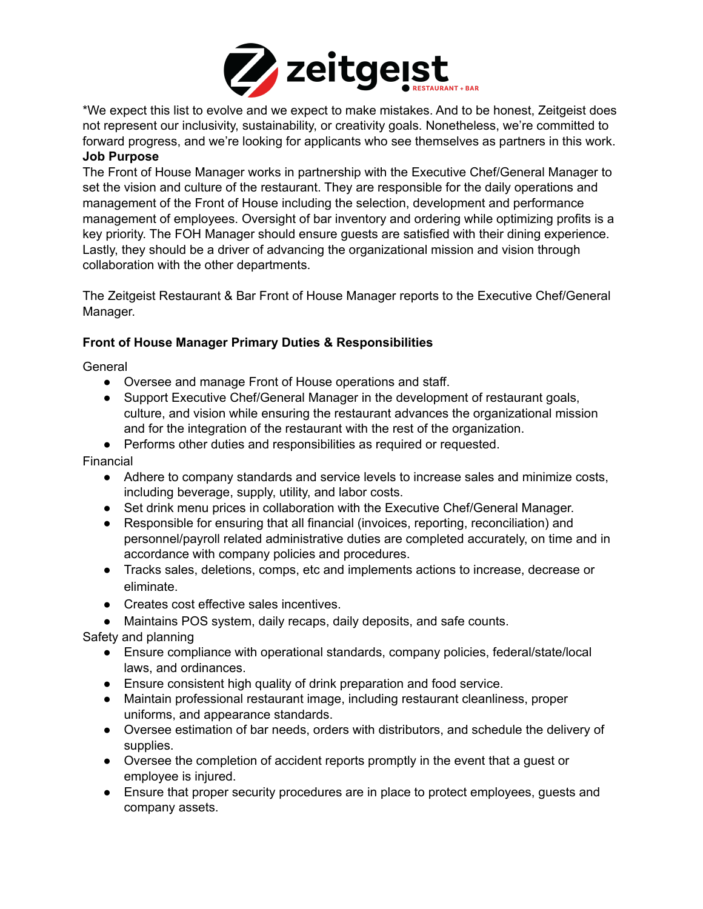*We expect this list to evolve and we expect to make mistakes. And to be honest, Zeitgeist does not represent our inclusivity, sustainability, or creativity goals. Nonetheless, we're committed to forward progress, and we're looking for applicants who see themselves as partners in this work.

**Job Purpose**

The Front of House Manager works in partnership with the Executive Chef/General Manager to set the vision and culture of the restaurant. They are responsible for the daily operations and management of the Front of House including the selection, development and performance management of employees. Oversight of bar inventory and ordering while optimizing profits is a key priority. The FOH Manager should ensure guests are satisfied with their dining experience. Lastly, they should be a driver of advancing the organizational mission and vision through collaboration with the other departments.

The Zeitgeist Restaurant & Bar Front of House Manager reports to the Executive Chef/General Manager.

**Front of House Manager Primary Duties & Responsibilities**

General

- Oversee and manage Front of House operations and staff.
- Support Executive Chef/General Manager in the development of restaurant goals, culture, and vision while ensuring the restaurant advances the organizational mission and for the integration of the restaurant with the rest of the organization.
- Performs other duties and responsibilities as required or requested.

Financial

- Adhere to company standards and service levels to increase sales and minimize costs, including beverage, supply, utility, and labor costs.
- Set drink menu prices in collaboration with the Executive Chef/General Manager.
- Responsible for ensuring that all financial (invoices, reporting, reconciliation) and personnel/payroll related administrative duties are completed accurately, on time and in accordance with company policies and procedures.
- Tracks sales, deletions, comps, etc and implements actions to increase, decrease or eliminate.
- Creates cost effective sales incentives.
- Maintains POS system, daily recaps, daily deposits, and safe counts.

Safety and planning

- Ensure compliance with operational standards, company policies, federal/state/local laws, and ordinances.
- Ensure consistent high quality of drink preparation and food service.
- Maintain professional restaurant image, including restaurant cleanliness, proper uniforms, and appearance standards.
- Oversee estimation of bar needs, orders with distributors, and schedule the delivery of supplies.
- Oversee the completion of accident reports promptly in the event that a guest or employee is injured.
- Ensure that proper security procedures are in place to protect employees, guests and company assets.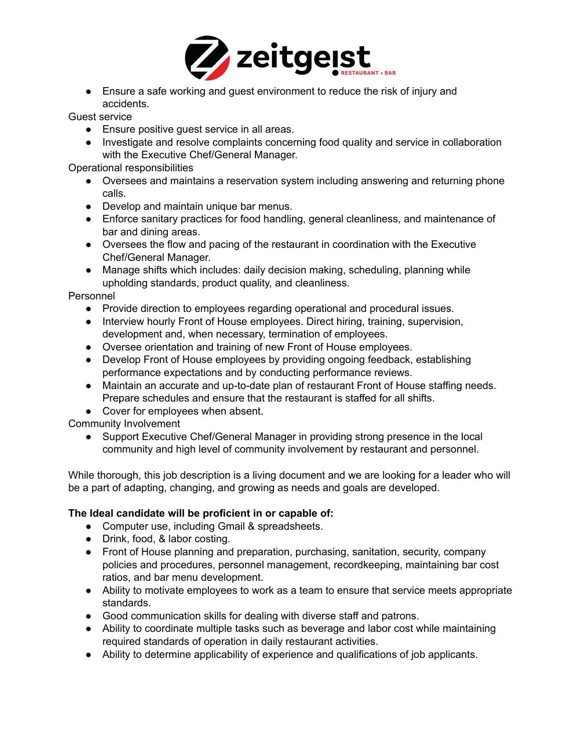- Ensure a safe working and guest environment to reduce the risk of injury and accidents.

Guest service

- Ensure positive guest service in all areas.
- Investigate and resolve complaints concerning food quality and service in collaboration with the Executive Chef/General Manager.

Operational responsibilities

- Oversees and maintains a reservation system including answering and returning phone calls.
- Develop and maintain unique bar menus.
- Enforce sanitary practices for food handling, general cleanliness, and maintenance of bar and dining areas.
- Oversees the flow and pacing of the restaurant in coordination with the Executive Chef/General Manager.
- Manage shifts which includes: daily decision making, scheduling, planning while upholding standards, product quality, and cleanliness.

Personnel

- Provide direction to employees regarding operational and procedural issues.
- Interview hourly Front of House employees. Direct hiring, training, supervision, development and, when necessary, termination of employees.
- Oversee orientation and training of new Front of House employees.
- Develop Front of House employees by providing ongoing feedback, establishing performance expectations and by conducting performance reviews.
- Maintain an accurate and up-to-date plan of restaurant Front of House staffing needs. Prepare schedules and ensure that the restaurant is staffed for all shifts.
- Cover for employees when absent.

Community Involvement

- Support Executive Chef/General Manager in providing strong presence in the local community and high level of community involvement by restaurant and personnel.

While thorough, this job description is a living document and we are looking for a leader who will be a part of adapting, changing, and growing as needs and goals are developed.

**The Ideal candidate will be proficient in or capable of:**

- Computer use, including Gmail & spreadsheets.
- Drink, food, & labor costing.
- Front of House planning and preparation, purchasing, sanitation, security, company policies and procedures, personnel management, recordkeeping, maintaining bar cost ratios, and bar menu development.
- Ability to motivate employees to work as a team to ensure that service meets appropriate standards.
- Good communication skills for dealing with diverse staff and patrons.
- Ability to coordinate multiple tasks such as beverage and labor cost while maintaining required standards of operation in daily restaurant activities.
- Ability to determine applicability of experience and qualifications of job applicants.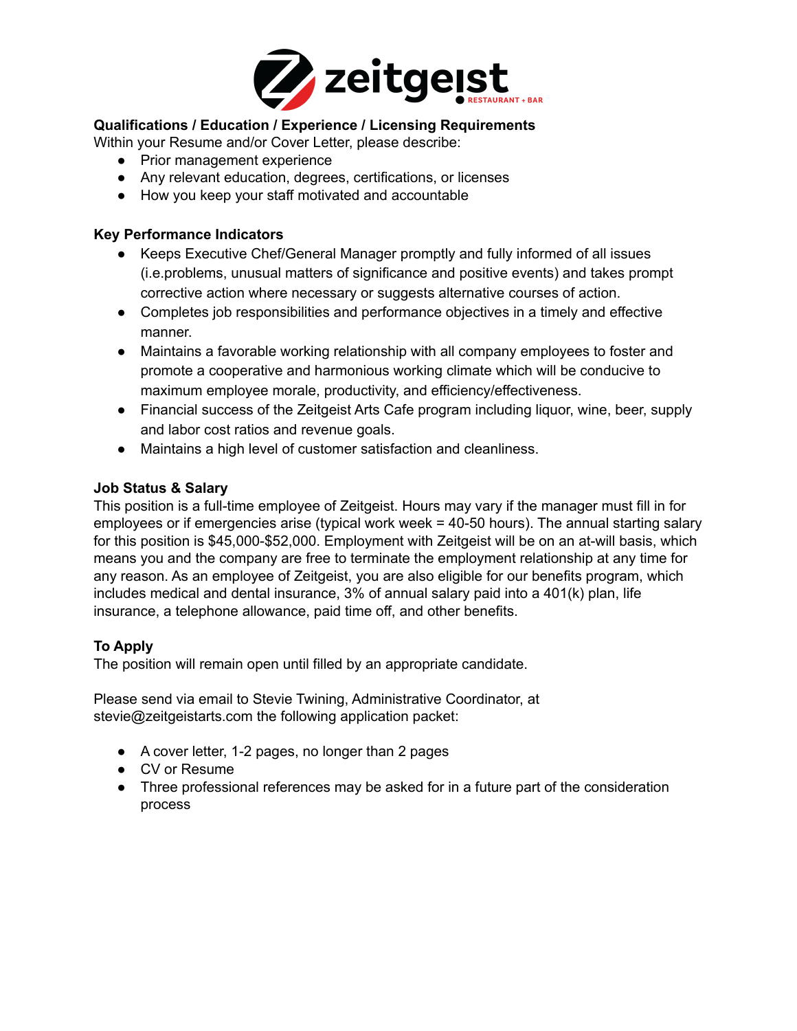zeitgeist RESTAURANT + BAR

**Qualifications / Education / Experience / Licensing Requirements**

Within your Resume and/or Cover Letter, please describe:

- Prior management experience
- Any relevant education, degrees, certifications, or licenses
- How you keep your staff motivated and accountable

**Key Performance Indicators**

- Keeps Executive Chef/General Manager promptly and fully informed of all issues (i.e.problems, unusual matters of significance and positive events) and takes prompt corrective action where necessary or suggests alternative courses of action.
- Completes job responsibilities and performance objectives in a timely and effective manner.
- Maintains a favorable working relationship with all company employees to foster and promote a cooperative and harmonious working climate which will be conducive to maximum employee morale, productivity, and efficiency/effectiveness.
- Financial success of the Zeitgeist Arts Cafe program including liquor, wine, beer, supply and labor cost ratios and revenue goals.
- Maintains a high level of customer satisfaction and cleanliness.

**Job Status & Salary**

This position is a full-time employee of Zeitgeist. Hours may vary if the manager must fill in for employees or if emergencies arise (typical work week = 40-50 hours). The annual starting salary for this position is $45,000-$52,000. Employment with Zeitgeist will be on an at-will basis, which means you and the company are free to terminate the employment relationship at any time for any reason. As an employee of Zeitgeist, you are also eligible for our benefits program, which includes medical and dental insurance, 3% of annual salary paid into a 401(k) plan, life insurance, a telephone allowance, paid time off, and other benefits.

**To Apply**

The position will remain open until filled by an appropriate candidate.

Please send via email to Stevie Twining, Administrative Coordinator, at stevie@zeitgeistarts.com the following application packet:

- A cover letter, 1-2 pages, no longer than 2 pages
- CV or Resume
- Three professional references may be asked for in a future part of the consideration process